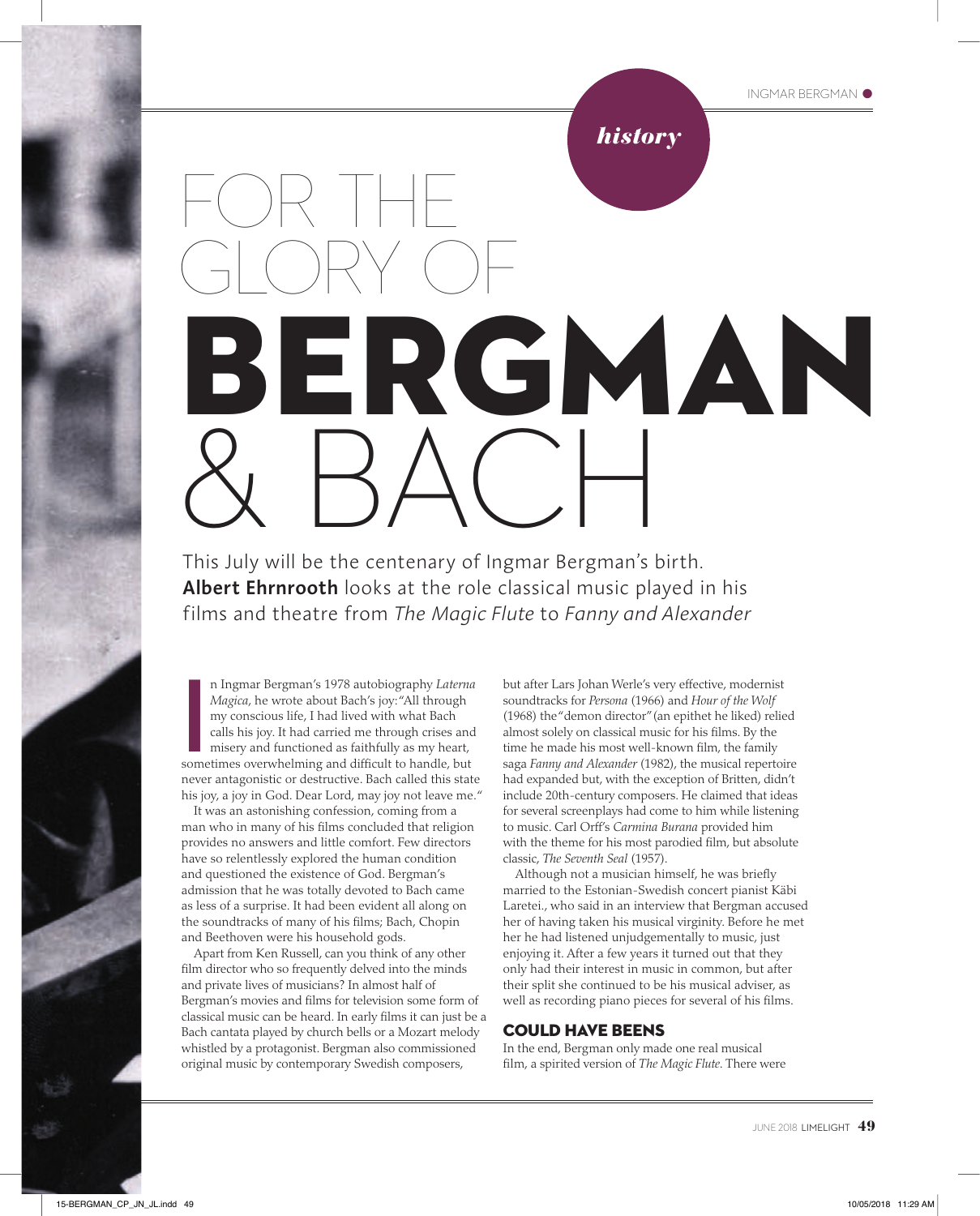*history*

# FOR THE GLORY OF BERGMAN & BACH

This July will be the centenary of Ingmar Bergman's birth. **Albert Ehrnrooth** looks at the role classical music played in his films and theatre from *The Magic Flute* to *Fanny and Alexander*

In Ingmar Bergman's 1978 autobiography *Laterna Magica*, he wrote about Bach's joy: "All through my conscious life, I had lived with what Bach calls his joy. It had carried me through crises and misery and functioned as faithfully as my heart, sometimes overwhelming and difficult to handle, but never antagonistic or destructive. Bach called this state his joy, a joy in God. Dear Lord, may joy not leave me."

It was an astonishing confession, coming from a man who in many of his films concluded that religion provides no answers and little comfort. Few directors have so relentlessly explored the human condition and questioned the existence of God. Bergman's admission that he was totally devoted to Bach came as less of a surprise. It had been evident all along on the soundtracks of many of his films; Bach, Chopin and Beethoven were his household gods.

Apart from Ken Russell, can you think of any other film director who so frequently delved into the minds and private lives of musicians? In almost half of Bergman's movies and films for television some form of classical music can be heard. In early films it can just be a Bach cantata played by church bells or a Mozart melody whistled by a protagonist. Bergman also commissioned original music by contemporary Swedish composers, but after Lars Johan Werle's very effective, modernist soundtracks for *Persona* (1966) and *Hour of the Wolf* (1968) the "demon director" (an epithet he liked) relied almost solely on classical music for his films. By the time he made his most well-known film, the family saga *Fanny and Alexander* (1982), the musical repertoire had expanded but, with the exception of Britten, didn't include 20th-century composers. He claimed that ideas for several screenplays had come to him while listening to music. Carl Orff's *Carmina Burana* provided him with the theme for his most parodied film, but absolute classic, *The Seventh Seal* (1957).

Although not a musician himself, he was briefly married to the Estonian-Swedish concert pianist Käbi Laretei., who said in an interview that Bergman accused her of having taken his musical virginity. Before he met her he had listened unjudgementally to music, just enjoying it. After a few years it turned out that they only had their interest in music in common, but after their split she continued to be his musical adviser, as well as recording piano pieces for several of his films.

## COULD HAVE BEENS

In the end, Bergman only made one real musical film, a spirited version of *The Magic Flute*. There were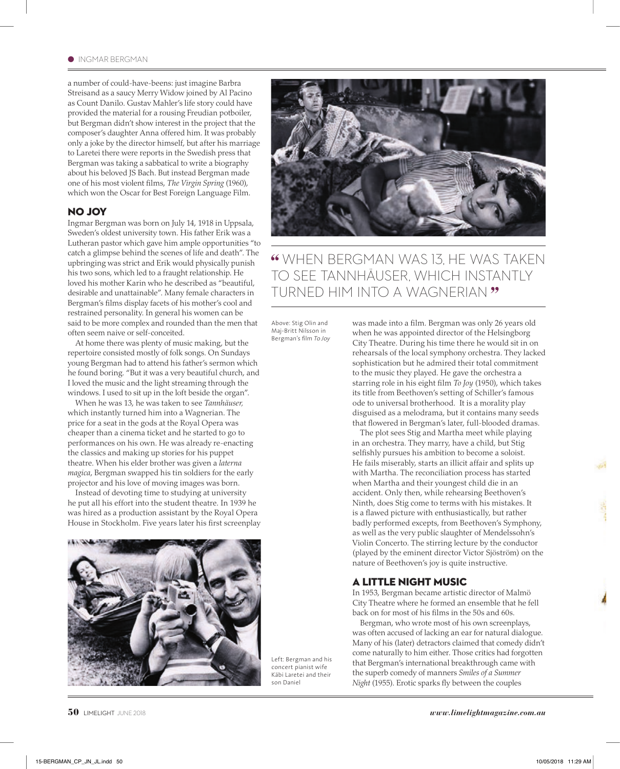a number of could-have-beens: just imagine Barbra Streisand as a saucy Merry Widow joined by Al Pacino as Count Danilo. Gustav Mahler's life story could have provided the material for a rousing Freudian potboiler, but Bergman didn't show interest in the project that the composer's daughter Anna offered him. It was probably only a joke by the director himself, but after his marriage to Laretei there were reports in the Swedish press that Bergman was taking a sabbatical to write a biography about his beloved JS Bach. But instead Bergman made one of his most violent films, *The Virgin Spring* (1960), which won the Oscar for Best Foreign Language Film.

## NO JOY

Ingmar Bergman was born on July 14, 1918 in Uppsala, Sweden's oldest university town. His father Erik was a Lutheran pastor which gave him ample opportunities "to catch a glimpse behind the scenes of life and death". The upbringing was strict and Erik would physically punish his two sons, which led to a fraught relationship. He loved his mother Karin who he described as "beautiful, desirable and unattainable". Many female characters in Bergman's films display facets of his mother's cool and restrained personality. In general his women can be said to be more complex and rounded than the men that often seem naive or self-conceited.

At home there was plenty of music making, but the repertoire consisted mostly of folk songs. On Sundays young Bergman had to attend his father's sermon which he found boring. "But it was a very beautiful church, and I loved the music and the light streaming through the windows. I used to sit up in the loft beside the organ".

When he was 13, he was taken to see *Tannhäuser,* which instantly turned him into a Wagnerian. The price for a seat in the gods at the Royal Opera was cheaper than a cinema ticket and he started to go to performances on his own. He was already re-enacting the classics and making up stories for his puppet theatre. When his elder brother was given a *laterna magica*, Bergman swapped his tin soldiers for the early projector and his love of moving images was born.

Instead of devoting time to studying at university he put all his effort into the student theatre. In 1939 he was hired as a production assistant by the Royal Opera House in Stockholm. Five years later his first screenplay was made into a film. Bergman was only 26 years old when he was appointed director of the Helsingborg City Theatre. During his time there he would sit in on rehearsals of the local symphony orchestra. They lacked sophistication but he admired their total commitment to the music they played. He gave the orchestra a starring role in his eight film *To Joy* (1950), which takes its title from Beethoven's setting of Schiller's famous ode to universal brotherhood. It is a morality play disguised as a melodrama, but it contains many seeds that flowered in Bergman's later, full-blooded dramas.

> "WHEN BERGMAN WAS 13, HE WAS TAKEN TO SEE TANNHÄUSER, WHICH INSTANTLY TURNED HIM INTO A WAGNERIAN"

Above: Stig Olin and Maj-Britt Nilsson in Bergman's film *To Joy*

The plot sees Stig and Martha meet while playing in an orchestra. They marry, have a child, but Stig selfishly pursues his ambition to become a soloist. He fails miserably, starts an illicit affair and splits up with Martha. The reconciliation process has started when Martha and their youngest child die in an accident. Only then, while rehearsing Beethoven's Ninth, does Stig come to terms with his mistakes. It is a flawed picture with enthusiastically, but rather badly performed excepts, from Beethoven's Symphony, as well as the very public slaughter of Mendelssohn's Violin Concerto. The stirring lecture by the conductor (played by the eminent director Victor Sjöström) on the nature of Beethoven's joy is quite instructive.

## A LITTLE NIGHT MUSIC

In 1953, Bergman became artistic director of Malmö City Theatre where he formed an ensemble that he fell back on for most of his films in the 50s and 60s.

Bergman, who wrote most of his own screenplays, was often accused of lacking an ear for natural dialogue. Many of his (later) detractors claimed that comedy didn't come naturally to him either. Those critics had forgotten that Bergman's international breakthrough came with the superb comedy of manners *Smiles of a Summer Night* (1955). Erotic sparks fly between the couples

Left: Bergman and his concert pianist wife Käbi Laretei and their son Daniel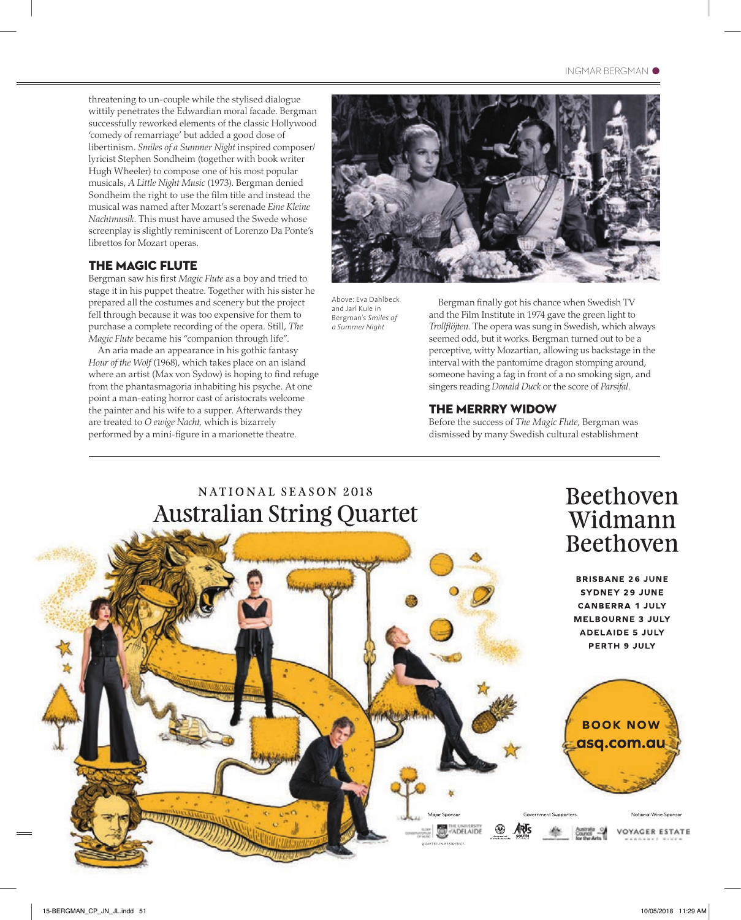threatening to un-couple while the stylised dialogue wittily penetrates the Edwardian moral facade. Bergman successfully reworked elements of the classic Hollywood 'comedy of remarriage' but added a good dose of libertinism. *Smiles of a Summer Night* inspired composer/lyricist Stephen Sondheim (together with book writer Hugh Wheeler) to compose one of his most popular musicals, *A Little Night Music* (1973). Bergman denied Sondheim the right to use the film title and instead the musical was named after Mozart's serenade *Eine Kleine Nachtmusik*. This must have amused the Swede whose screenplay is slightly reminiscent of Lorenzo Da Ponte's librettos for Mozart operas.

## THE MAGIC FLUTE

Bergman saw his first *Magic Flute* as a boy and tried to stage it in his puppet theatre. Together with his sister he prepared all the costumes and scenery but the project fell through because it was too expensive for them to purchase a complete recording of the opera. Still, *The Magic Flute* became his "companion through life".

An aria made an appearance in his gothic fantasy *Hour of the Wolf* (1968), which takes place on an island where an artist (Max von Sydow) is hoping to find refuge from the phantasmagoria inhabiting his psyche. At one point a man-eating horror cast of aristocrats welcome the painter and his wife to a supper. Afterwards they are treated to *O ewige Nacht,* which is bizarrely performed by a mini-figure in a marionette theatre.

Above: Eva Dahlbeck and Jarl Kule in Bergman's *Smiles of a Summer Night*

Bergman finally got his chance when Swedish TV and the Film Institute in 1974 gave the green light to *Trollflöjten*. The opera was sung in Swedish, which always seemed odd, but it works. Bergman turned out to be a perceptive, witty Mozartian, allowing us backstage in the interval with the pantomime dragon stomping around, someone having a fag in front of a no smoking sign, and singers reading *Donald Duck* or the score of *Parsifal*.

## THE MERRRY WIDOW

Before the success of *The Magic Flute*, Bergman was dismissed by many Swedish cultural establishment

---

NATIONAL SEASON 2018

# Australian String Quartet

# Beethoven Widmann Beethoven

**BRISBANE 26 JUNE**
**SYDNEY 29 JUNE**
**CANBERRA 1 JULY**
**MELBOURNE 3 JULY**
**ADELAIDE 5 JULY**
**PERTH 9 JULY**

**BOOK NOW**
**asq.com.au**

Major Sponsor — Government Supporters — National Wine Sponsor

QUARTET-IN-RESIDENCE

VOYAGER ESTATE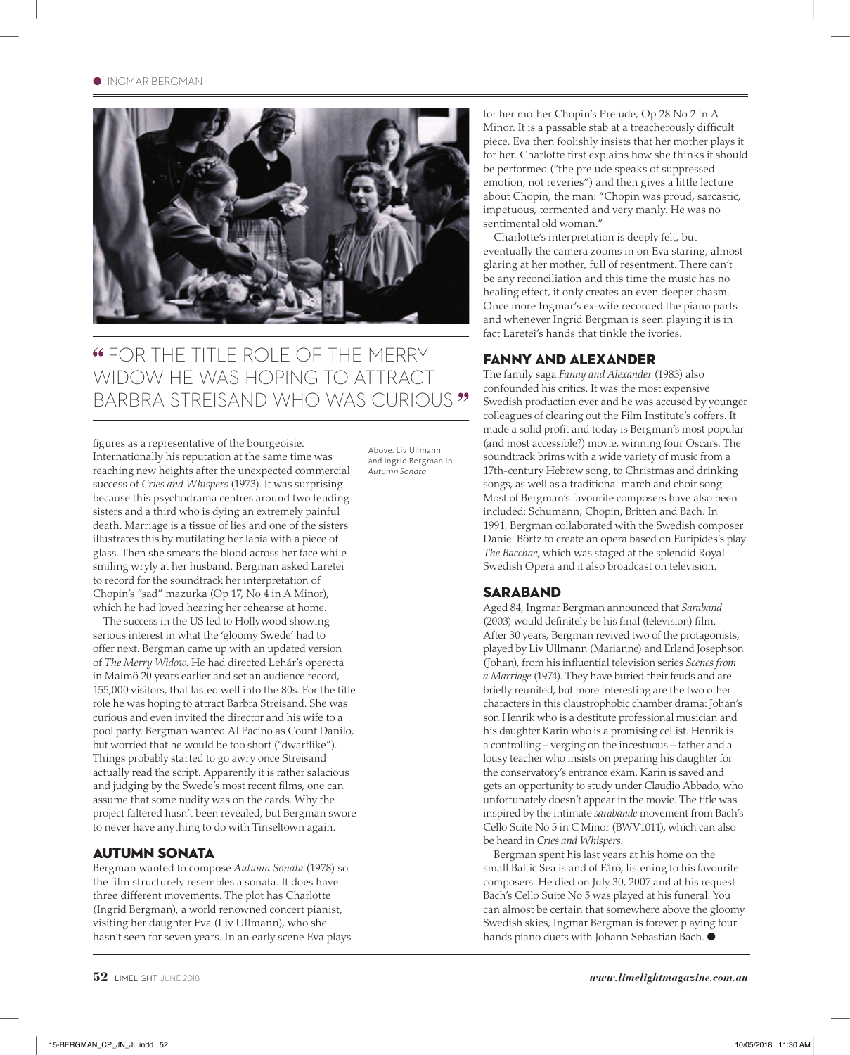> “FOR THE TITLE ROLE OF THE MERRY WIDOW HE WAS HOPING TO ATTRACT BARBRA STREISAND WHO WAS CURIOUS”

Above: Liv Ullmann and Ingrid Bergman in *Autumn Sonata*

figures as a representative of the bourgeoisie. Internationally his reputation at the same time was reaching new heights after the unexpected commercial success of *Cries and Whispers* (1973). It was surprising because this psychodrama centres around two feuding sisters and a third who is dying an extremely painful death. Marriage is a tissue of lies and one of the sisters illustrates this by mutilating her labia with a piece of glass. Then she smears the blood across her face while smiling wryly at her husband. Bergman asked Laretei to record for the soundtrack her interpretation of Chopin's "sad" mazurka (Op 17, No 4 in A Minor), which he had loved hearing her rehearse at home.

The success in the US led to Hollywood showing serious interest in what the 'gloomy Swede' had to offer next. Bergman came up with an updated version of *The Merry Widow*. He had directed Lehár's operetta in Malmö 20 years earlier and set an audience record, 155,000 visitors, that lasted well into the 80s. For the title role he was hoping to attract Barbra Streisand. She was curious and even invited the director and his wife to a pool party. Bergman wanted Al Pacino as Count Danilo, but worried that he would be too short ("dwarflike"). Things probably started to go awry once Streisand actually read the script. Apparently it is rather salacious and judging by the Swede's most recent films, one can assume that some nudity was on the cards. Why the project faltered hasn't been revealed, but Bergman swore to never have anything to do with Tinseltown again.

## AUTUMN SONATA

Bergman wanted to compose *Autumn Sonata* (1978) so the film structurely resembles a sonata. It does have three different movements. The plot has Charlotte (Ingrid Bergman), a world renowned concert pianist, visiting her daughter Eva (Liv Ullmann), who she hasn't seen for seven years. In an early scene Eva plays for her mother Chopin's Prelude, Op 28 No 2 in A Minor. It is a passable stab at a treacherously difficult piece. Eva then foolishly insists that her mother plays it for her. Charlotte first explains how she thinks it should be performed ("the prelude speaks of suppressed emotion, not reveries") and then gives a little lecture about Chopin, the man: "Chopin was proud, sarcastic, impetuous, tormented and very manly. He was no sentimental old woman."

Charlotte's interpretation is deeply felt, but eventually the camera zooms in on Eva staring, almost glaring at her mother, full of resentment. There can't be any reconciliation and this time the music has no healing effect, it only creates an even deeper chasm. Once more Ingmar's ex-wife recorded the piano parts and whenever Ingrid Bergman is seen playing it is in fact Laretei's hands that tinkle the ivories.

## FANNY AND ALEXANDER

The family saga *Fanny and Alexander* (1983) also confounded his critics. It was the most expensive Swedish production ever and he was accused by younger colleagues of clearing out the Film Institute's coffers. It made a solid profit and today is Bergman's most popular (and most accessible?) movie, winning four Oscars. The soundtrack brims with a wide variety of music from a 17th-century Hebrew song, to Christmas and drinking songs, as well as a traditional march and choir song. Most of Bergman's favourite composers have also been included: Schumann, Chopin, Britten and Bach. In 1991, Bergman collaborated with the Swedish composer Daniel Börtz to create an opera based on Euripides's play *The Bacchae*, which was staged at the splendid Royal Swedish Opera and it also broadcast on television.

## SARABAND

Aged 84, Ingmar Bergman announced that *Saraband* (2003) would definitely be his final (television) film. After 30 years, Bergman revived two of the protagonists, played by Liv Ullmann (Marianne) and Erland Josephson (Johan), from his influential television series *Scenes from a Marriage* (1974). They have buried their feuds and are briefly reunited, but more interesting are the two other characters in this claustrophobic chamber drama: Johan's son Henrik who is a destitute professional musician and his daughter Karin who is a promising cellist. Henrik is a controlling – verging on the incestuous – father and a lousy teacher who insists on preparing his daughter for the conservatory's entrance exam. Karin is saved and gets an opportunity to study under Claudio Abbado, who unfortunately doesn't appear in the movie. The title was inspired by the intimate *sarabande* movement from Bach's Cello Suite No 5 in C Minor (BWV1011), which can also be heard in *Cries and Whispers*.

Bergman spent his last years at his home on the small Baltic Sea island of Fårö, listening to his favourite composers. He died on July 30, 2007 and at his request Bach's Cello Suite No 5 was played at his funeral. You can almost be certain that somewhere above the gloomy Swedish skies, Ingmar Bergman is forever playing four hands piano duets with Johann Sebastian Bach. ●